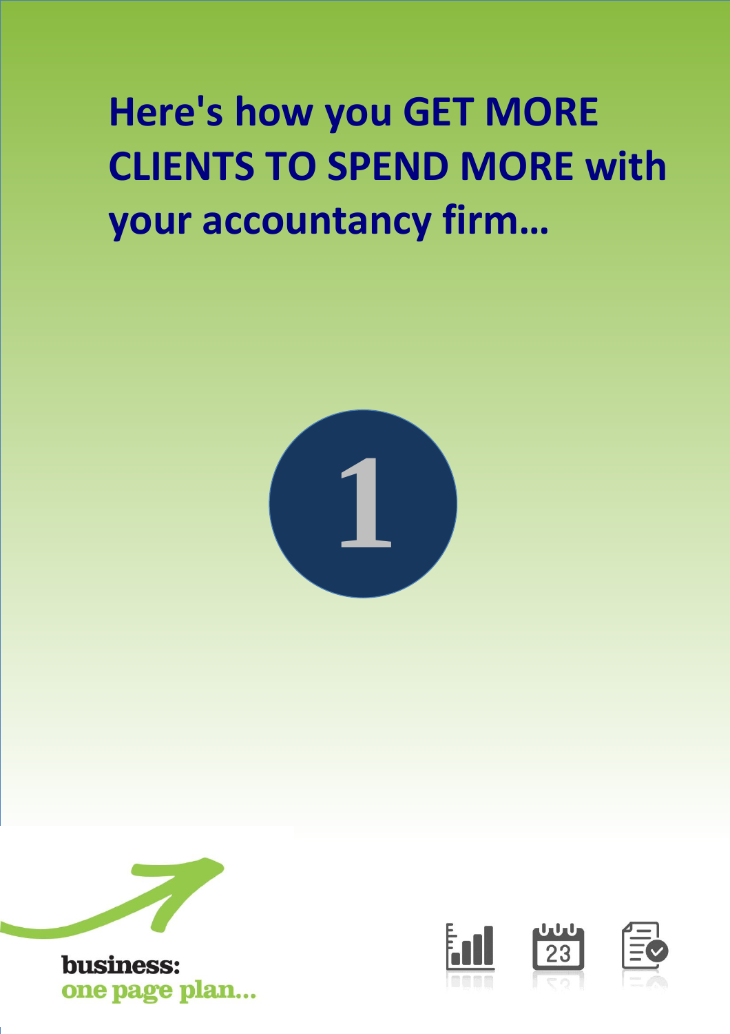# Here's how you GET MORE CLIENTS TO SPEND MORE with your accountancy firm…

1

business:
one page plan…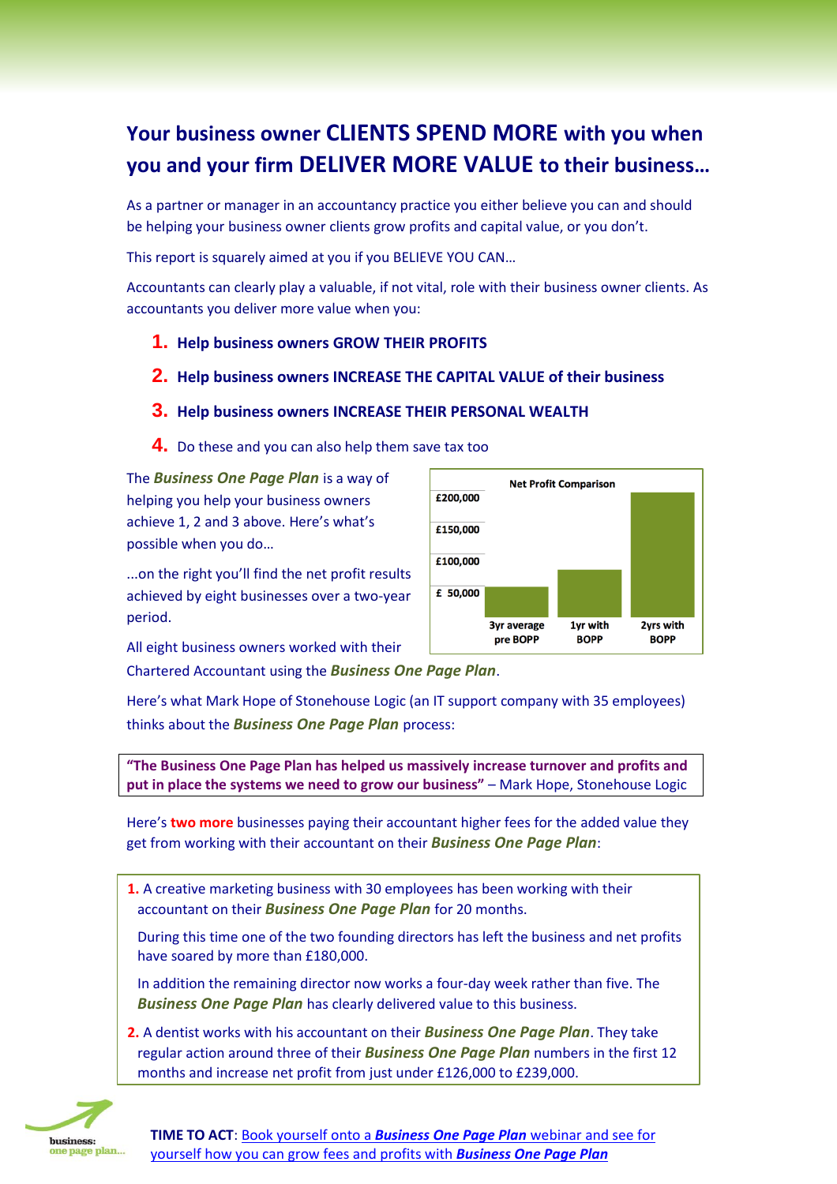# Your business owner CLIENTS SPEND MORE with you when you and your firm DELIVER MORE VALUE to their business…

As a partner or manager in an accountancy practice you either believe you can and should be helping your business owner clients grow profits and capital value, or you don't.

This report is squarely aimed at you if you BELIEVE YOU CAN…

Accountants can clearly play a valuable, if not vital, role with their business owner clients. As accountants you deliver more value when you:

1. **Help business owners GROW THEIR PROFITS**
2. **Help business owners INCREASE THE CAPITAL VALUE of their business**
3. **Help business owners INCREASE THEIR PERSONAL WEALTH**
4. Do these and you can also help them save tax too

The ***Business One Page Plan*** is a way of helping you help your business owners achieve 1, 2 and 3 above. Here's what's possible when you do…

…on the right you'll find the net profit results achieved by eight businesses over a two-year period.

**Net Profit Comparison**

| | Net Profit |
|---|---|
| 3yr average pre BOPP | ~£50,000 |
| 1yr with BOPP | ~£100,000 |
| 2yrs with BOPP | ~£200,000 |

All eight business owners worked with their Chartered Accountant using the ***Business One Page Plan***.

Here's what Mark Hope of Stonehouse Logic (an IT support company with 35 employees) thinks about the ***Business One Page Plan*** process:

> **"The Business One Page Plan has helped us massively increase turnover and profits and put in place the systems we need to grow our business"** – Mark Hope, Stonehouse Logic

Here's **two more** businesses paying their accountant higher fees for the added value they get from working with their accountant on their ***Business One Page Plan***:

1. A creative marketing business with 30 employees has been working with their accountant on their ***Business One Page Plan*** for 20 months.

   During this time one of the two founding directors has left the business and net profits have soared by more than £180,000.

   In addition the remaining director now works a four-day week rather than five. The ***Business One Page Plan*** has clearly delivered value to this business.

2. A dentist works with his accountant on their ***Business One Page Plan***. They take regular action around three of their ***Business One Page Plan*** numbers in the first 12 months and increase net profit from just under £126,000 to £239,000.

**TIME TO ACT**: Book yourself onto a ***Business One Page Plan*** webinar and see for yourself how you can grow fees and profits with ***Business One Page Plan***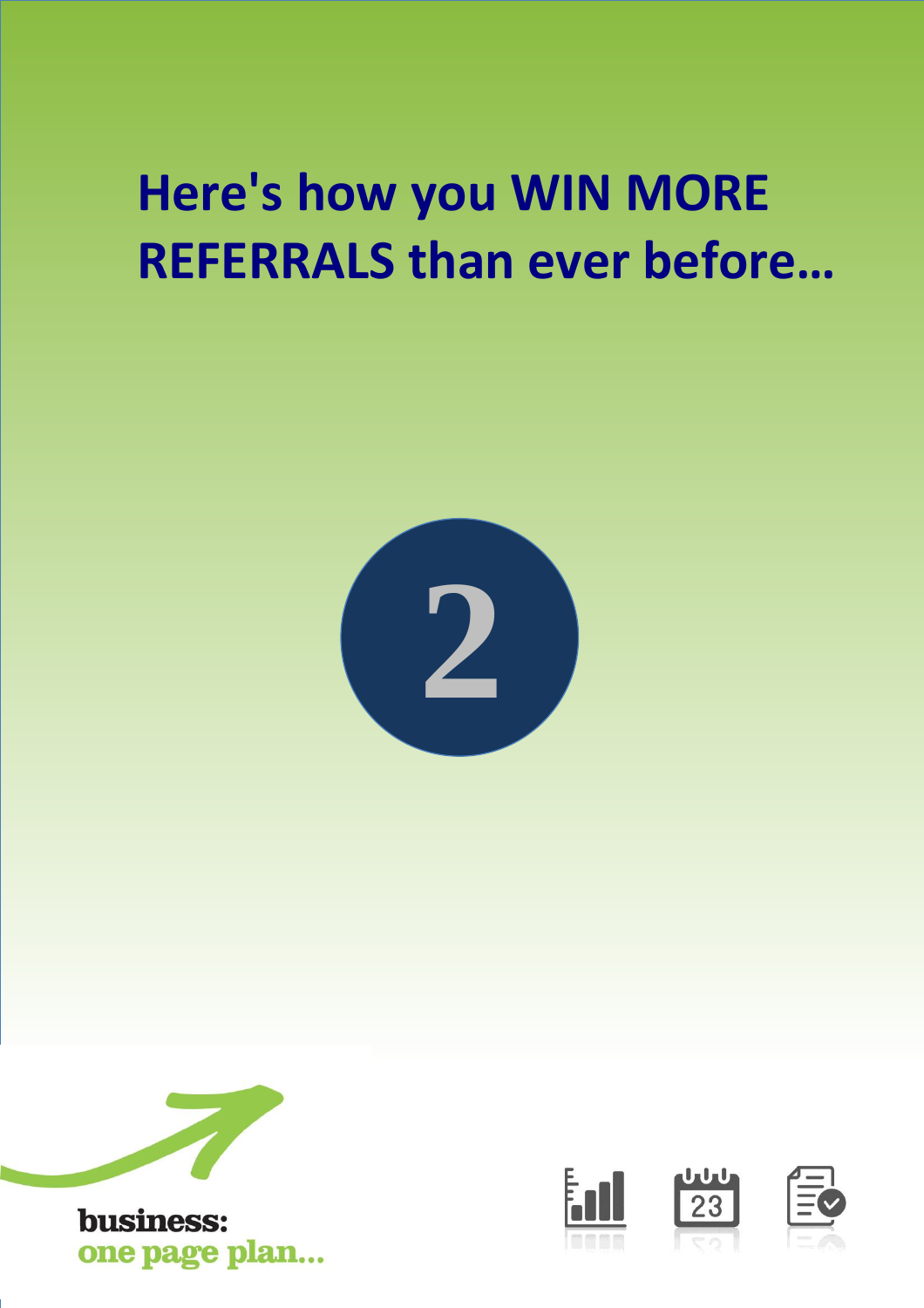# Here's how you WIN MORE REFERRALS than ever before...

2

business:
one page plan...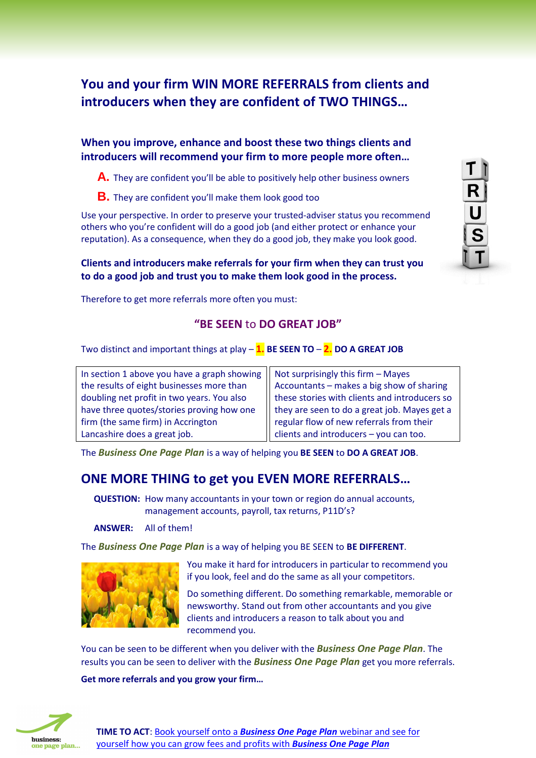## You and your firm WIN MORE REFERRALS from clients and introducers when they are confident of TWO THINGS…

**When you improve, enhance and boost these two things clients and introducers will recommend your firm to more people more often…**

**A.** They are confident you'll be able to positively help other business owners

**B.** They are confident you'll make them look good too

Use your perspective. In order to preserve your trusted-adviser status you recommend others who you're confident will do a good job (and either protect or enhance your reputation). As a consequence, when they do a good job, they make you look good.

**Clients and introducers make referrals for your firm when they can trust you to do a good job and trust you to make them look good in the process.**

Therefore to get more referrals more often you must:

### "BE SEEN to DO GREAT JOB"

Two distinct and important things at play – **1. BE SEEN TO** – **2. DO A GREAT JOB**

| | |
|---|---|
| In section 1 above you have a graph showing the results of eight businesses more than doubling net profit in two years. You also have three quotes/stories proving how one firm (the same firm) in Accrington Lancashire does a great job. | Not surprisingly this firm – Mayes Accountants – makes a big show of sharing these stories with clients and introducers so they are seen to do a great job. Mayes get a regular flow of new referrals from their clients and introducers – you can too. |

The ***Business One Page Plan*** is a way of helping you **BE SEEN** to **DO A GREAT JOB**.

## ONE MORE THING to get you EVEN MORE REFERRALS…

**QUESTION:** How many accountants in your town or region do annual accounts, management accounts, payroll, tax returns, P11D's?

**ANSWER:** All of them!

The ***Business One Page Plan*** is a way of helping you BE SEEN to **BE DIFFERENT**.

You make it hard for introducers in particular to recommend you if you look, feel and do the same as all your competitors.

Do something different. Do something remarkable, memorable or newsworthy. Stand out from other accountants and you give clients and introducers a reason to talk about you and recommend you.

You can be seen to be different when you deliver with the ***Business One Page Plan***. The results you can be seen to deliver with the ***Business One Page Plan*** get you more referrals.

**Get more referrals and you grow your firm…**

**TIME TO ACT**: Book yourself onto a ***Business One Page Plan*** webinar and see for yourself how you can grow fees and profits with ***Business One Page Plan***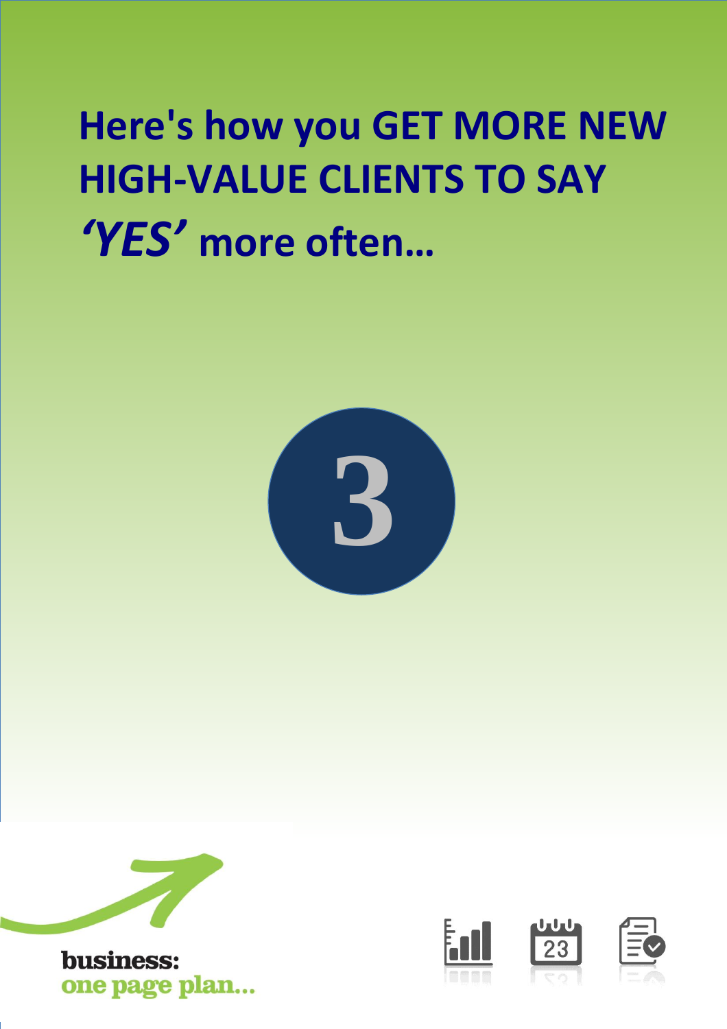# Here's how you GET MORE NEW HIGH-VALUE CLIENTS TO SAY *'YES'* more often…

3

business:
one page plan…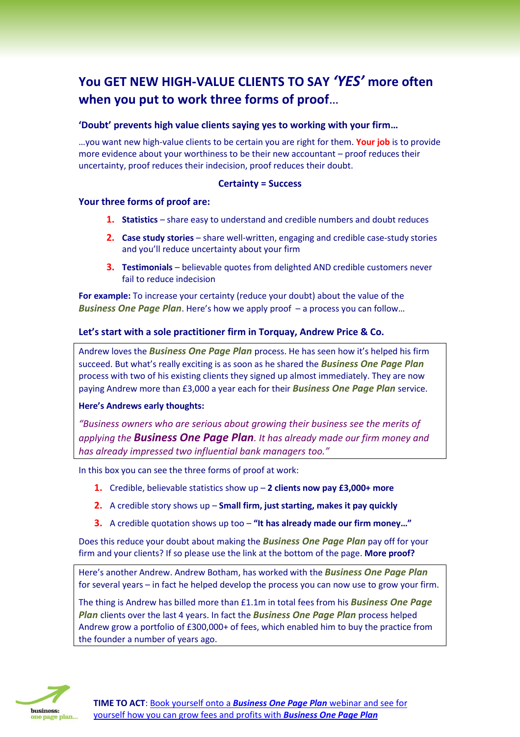## You GET NEW HIGH-VALUE CLIENTS TO SAY *'YES'* more often when you put to work three forms of proof…

### 'Doubt' prevents high value clients saying yes to working with your firm…

…you want new high-value clients to be certain you are right for them. **Your job** is to provide more evidence about your worthiness to be their new accountant – proof reduces their uncertainty, proof reduces their indecision, proof reduces their doubt.

**Certainty = Success**

### Your three forms of proof are:

1. **Statistics** – share easy to understand and credible numbers and doubt reduces
2. **Case study stories** – share well-written, engaging and credible case-study stories and you'll reduce uncertainty about your firm
3. **Testimonials** – believable quotes from delighted AND credible customers never fail to reduce indecision

**For example:** To increase your certainty (reduce your doubt) about the value of the ***Business One Page Plan***. Here's how we apply proof – a process you can follow…

### Let's start with a sole practitioner firm in Torquay, Andrew Price & Co.

Andrew loves the ***Business One Page Plan*** process. He has seen how it's helped his firm succeed. But what's really exciting is as soon as he shared the ***Business One Page Plan*** process with two of his existing clients they signed up almost immediately. They are now paying Andrew more than £3,000 a year each for their ***Business One Page Plan*** service.

**Here's Andrews early thoughts:**

*"Business owners who are serious about growing their business see the merits of applying the **Business One Page Plan**. It has already made our firm money and has already impressed two influential bank managers too."*

In this box you can see the three forms of proof at work:

1. Credible, believable statistics show up – **2 clients now pay £3,000+ more**
2. A credible story shows up – **Small firm, just starting, makes it pay quickly**
3. A credible quotation shows up too – **"It has already made our firm money…"**

Does this reduce your doubt about making the ***Business One Page Plan*** pay off for your firm and your clients? If so please use the link at the bottom of the page. **More proof?**

Here's another Andrew. Andrew Botham, has worked with the ***Business One Page Plan*** for several years – in fact he helped develop the process you can now use to grow your firm.

The thing is Andrew has billed more than £1.1m in total fees from his ***Business One Page Plan*** clients over the last 4 years. In fact the ***Business One Page Plan*** process helped Andrew grow a portfolio of £300,000+ of fees, which enabled him to buy the practice from the founder a number of years ago.

**TIME TO ACT**: Book yourself onto a ***Business One Page Plan*** webinar and see for yourself how you can grow fees and profits with ***Business One Page Plan***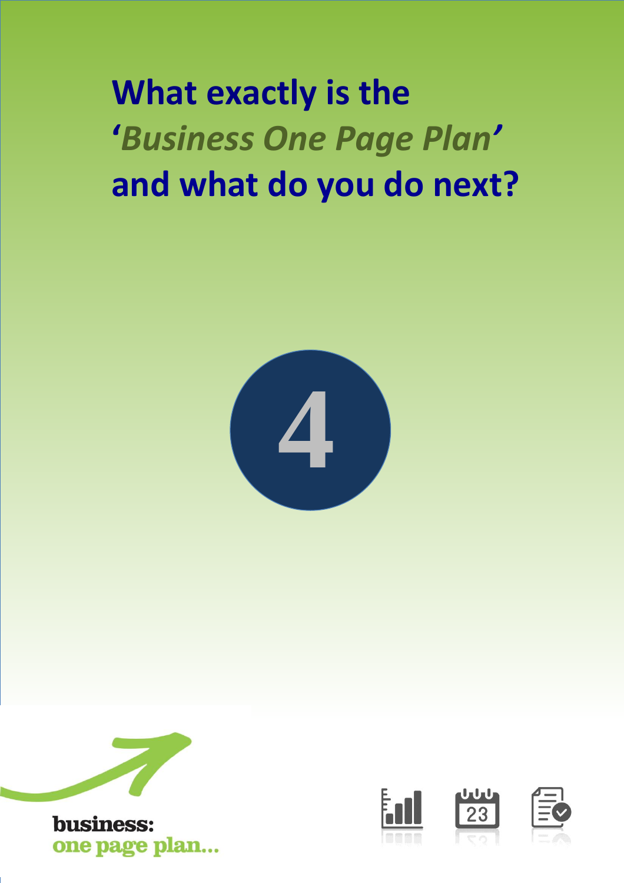# What exactly is the *'Business One Page Plan'* and what do you do next?

4

business:
one page plan...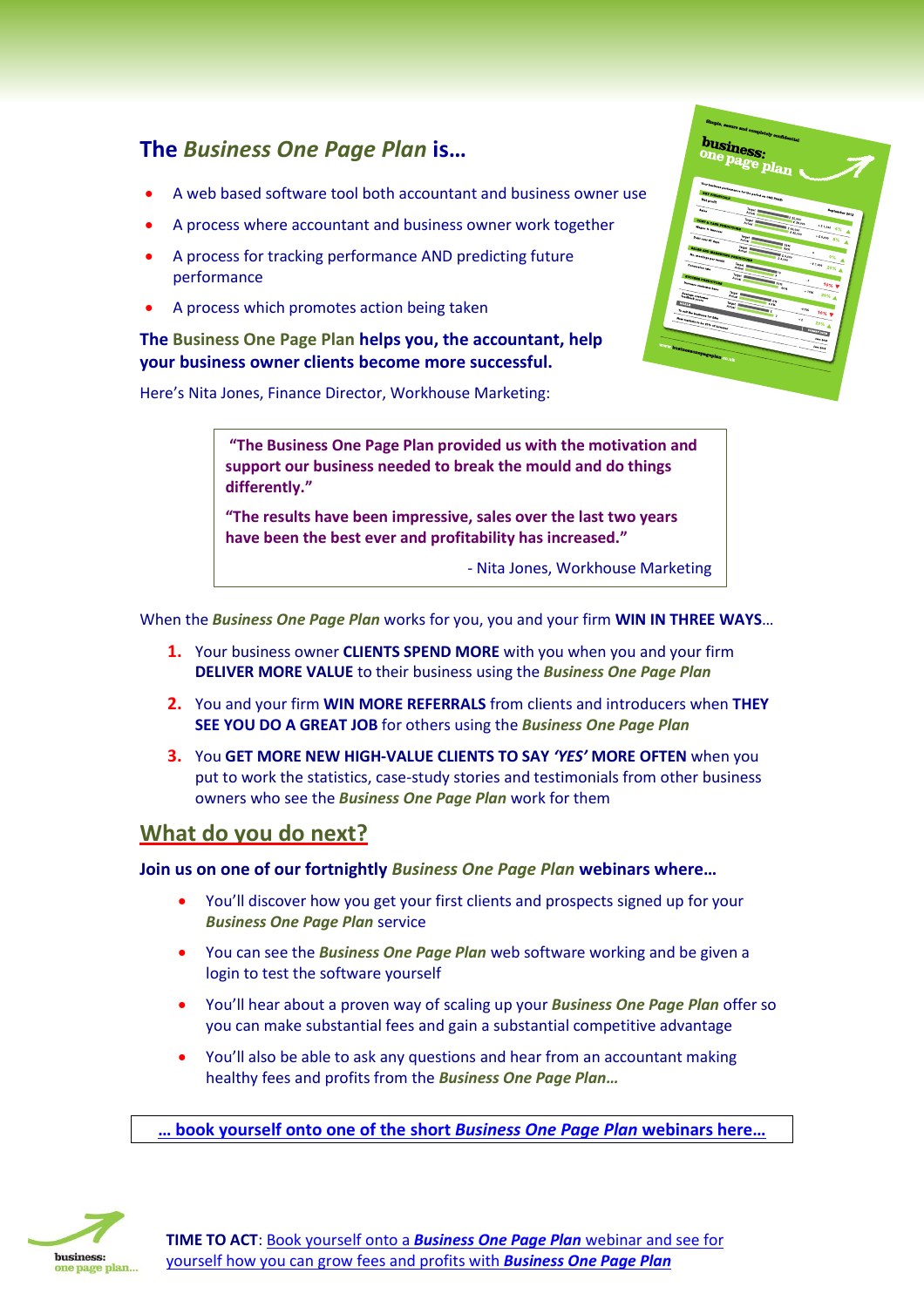## The *Business One Page Plan* is…

- A web based software tool both accountant and business owner use
- A process where accountant and business owner work together
- A process for tracking performance AND predicting future performance
- A process which promotes action being taken

**The Business One Page Plan helps you, the accountant, help your business owner clients become more successful.**

Here's Nita Jones, Finance Director, Workhouse Marketing:

> **"The Business One Page Plan provided us with the motivation and support our business needed to break the mould and do things differently."**
>
> **"The results have been impressive, sales over the last two years have been the best ever and profitability has increased."**
>
> - Nita Jones, Workhouse Marketing

When the ***Business One Page Plan*** works for you, you and your firm **WIN IN THREE WAYS**…

1. Your business owner **CLIENTS SPEND MORE** with you when you and your firm **DELIVER MORE VALUE** to their business using the ***Business One Page Plan***
2. You and your firm **WIN MORE REFERRALS** from clients and introducers when **THEY SEE YOU DO A GREAT JOB** for others using the ***Business One Page Plan***
3. You **GET MORE NEW HIGH-VALUE CLIENTS TO SAY *'YES'* MORE OFTEN** when you put to work the statistics, case-study stories and testimonials from other business owners who see the ***Business One Page Plan*** work for them

## What do you do next?

**Join us on one of our fortnightly *Business One Page Plan* webinars where…**

- You'll discover how you get your first clients and prospects signed up for your ***Business One Page Plan*** service
- You can see the ***Business One Page Plan*** web software working and be given a login to test the software yourself
- You'll hear about a proven way of scaling up your ***Business One Page Plan*** offer so you can make substantial fees and gain a substantial competitive advantage
- You'll also be able to ask any questions and hear from an accountant making healthy fees and profits from the ***Business One Page Plan…***

**… book yourself onto one of the short *Business One Page Plan* webinars here…**

business: one page plan…

**TIME TO ACT**: Book yourself onto a ***Business One Page Plan*** webinar and see for yourself how you can grow fees and profits with ***Business One Page Plan***